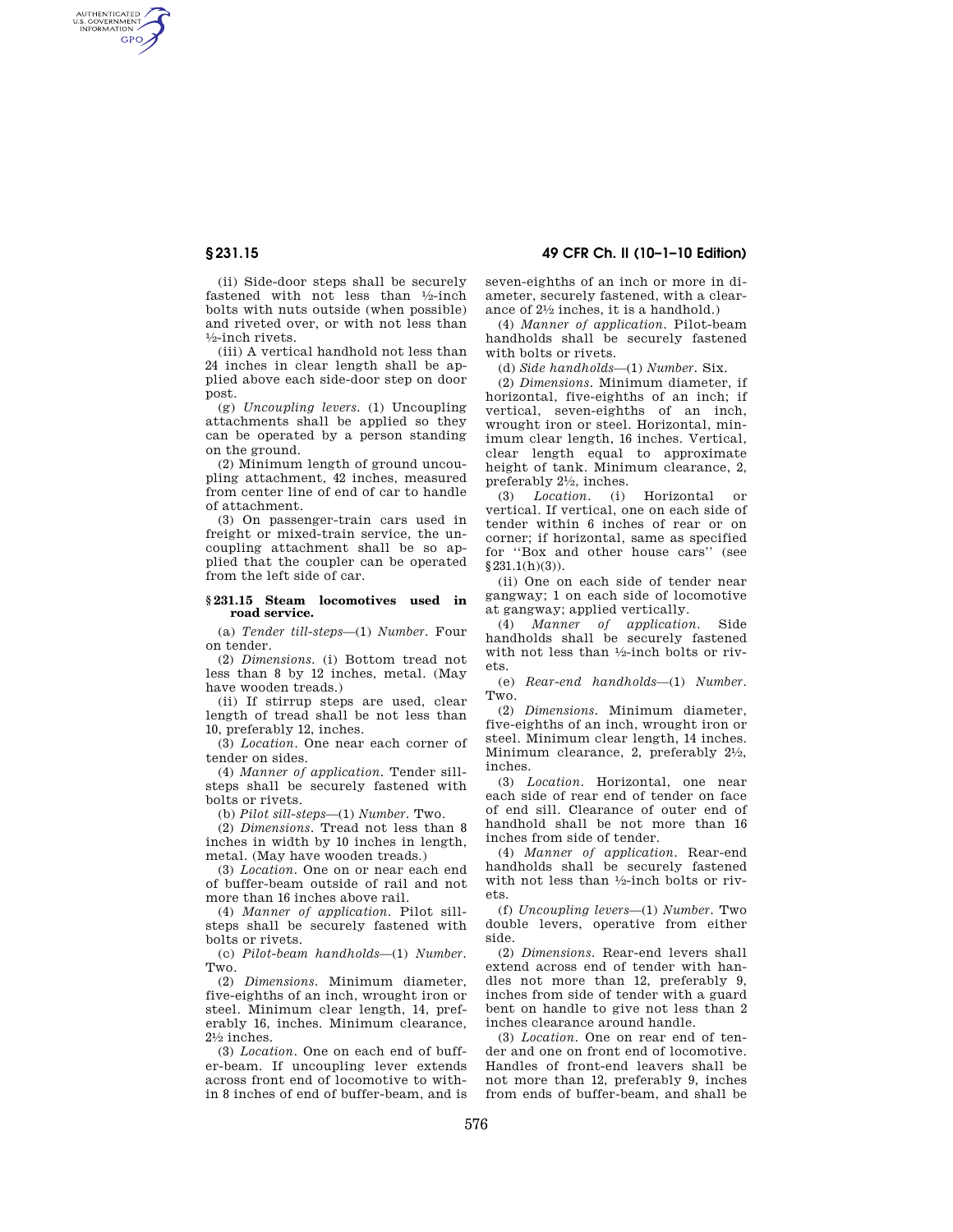(ii) Side-door steps shall be securely fastened with not less than ½-inch bolts with nuts outside (when possible) and riveted over, or with not less than ½-inch rivets.

(iii) A vertical handhold not less than 24 inches in clear length shall be applied above each side-door step on door post.

(g) *Uncoupling levers.* (1) Uncoupling attachments shall be applied so they can be operated by a person standing on the ground.

(2) Minimum length of ground uncoupling attachment, 42 inches, measured from center line of end of car to handle of attachment.

(3) On passenger-train cars used in freight or mixed-train service, the uncoupling attachment shall be so applied that the coupler can be operated from the left side of car.

### § 231.15 Steam locomotives used in road service.

(a) *Tender till-steps*—(1) *Number.* Four on tender.

(2) *Dimensions.* (i) Bottom tread not less than 8 by 12 inches, metal. (May have wooden treads.)

(ii) If stirrup steps are used, clear length of tread shall be not less than 10, preferably 12, inches.

(3) *Location.* One near each corner of tender on sides.

(4) *Manner of application.* Tender sill-steps shall be securely fastened with bolts or rivets.

(b) *Pilot sill-steps*—(1) *Number.* Two.

(2) *Dimensions.* Tread not less than 8 inches in width by 10 inches in length, metal. (May have wooden treads.)

(3) *Location.* One on or near each end of buffer-beam outside of rail and not more than 16 inches above rail.

(4) *Manner of application.* Pilot sill-steps shall be securely fastened with bolts or rivets.

(c) *Pilot-beam handholds*—(1) *Number.* Two.

(2) *Dimensions.* Minimum diameter, five-eighths of an inch, wrought iron or steel. Minimum clear length, 14, preferably 16, inches. Minimum clearance, 2½ inches.

(3) *Location.* One on each end of buffer-beam. If uncoupling lever extends across front end of locomotive to within 8 inches of end of buffer-beam, and is seven-eighths of an inch or more in diameter, securely fastened, with a clearance of 2½ inches, it is a handhold.)

(4) *Manner of application.* Pilot-beam handholds shall be securely fastened with bolts or rivets.

(d) *Side handholds*—(1) *Number.* Six.

(2) *Dimensions.* Minimum diameter, if horizontal, five-eighths of an inch; if vertical, seven-eighths of an inch, wrought iron or steel. Horizontal, minimum clear length, 16 inches. Vertical, clear length equal to approximate height of tank. Minimum clearance, 2, preferably 2½, inches.

(3) *Location.* (i) Horizontal or vertical. If vertical, one on each side of tender within 6 inches of rear or on corner; if horizontal, same as specified for ''Box and other house cars'' (see § 231.1(h)(3)).

(ii) One on each side of tender near gangway; 1 on each side of locomotive at gangway; applied vertically.

(4) *Manner of application.* Side handholds shall be securely fastened with not less than ½-inch bolts or rivets.

(e) *Rear-end handholds*—(1) *Number.* Two.

(2) *Dimensions.* Minimum diameter, five-eighths of an inch, wrought iron or steel. Minimum clear length, 14 inches. Minimum clearance, 2, preferably 2½, inches.

(3) *Location.* Horizontal, one near each side of rear end of tender on face of end sill. Clearance of outer end of handhold shall be not more than 16 inches from side of tender.

(4) *Manner of application.* Rear-end handholds shall be securely fastened with not less than ½-inch bolts or rivets.

(f) *Uncoupling levers*—(1) *Number.* Two double levers, operative from either side.

(2) *Dimensions.* Rear-end levers shall extend across end of tender with handles not more than 12, preferably 9, inches from side of tender with a guard bent on handle to give not less than 2 inches clearance around handle.

(3) *Location.* One on rear end of tender and one on front end of locomotive. Handles of front-end leavers shall be not more than 12, preferably 9, inches from ends of buffer-beam, and shall be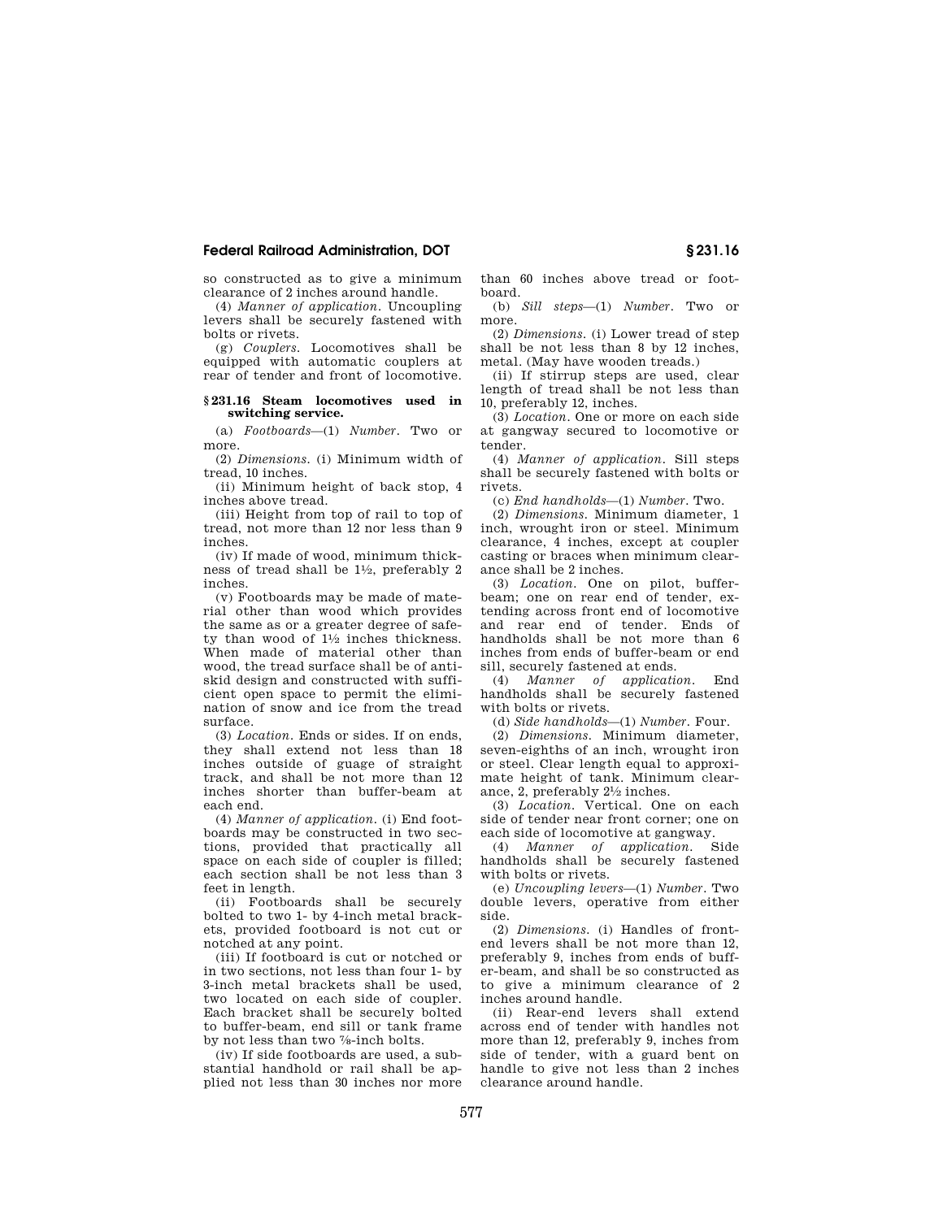so constructed as to give a minimum clearance of 2 inches around handle.

(4) *Manner of application.* Uncoupling levers shall be securely fastened with bolts or rivets.

(g) *Couplers.* Locomotives shall be equipped with automatic couplers at rear of tender and front of locomotive.

#### § 231.16 Steam locomotives used in switching service.

(a) *Footboards*—(1) *Number.* Two or more.

(2) *Dimensions.* (i) Minimum width of tread, 10 inches.

(ii) Minimum height of back stop, 4 inches above tread.

(iii) Height from top of rail to top of tread, not more than 12 nor less than 9 inches.

(iv) If made of wood, minimum thickness of tread shall be 1½, preferably 2 inches.

(v) Footboards may be made of material other than wood which provides the same as or a greater degree of safety than wood of 1½ inches thickness. When made of material other than wood, the tread surface shall be of anti-skid design and constructed with sufficient open space to permit the elimination of snow and ice from the tread surface.

(3) *Location.* Ends or sides. If on ends, they shall extend not less than 18 inches outside of guage of straight track, and shall be not more than 12 inches shorter than buffer-beam at each end.

(4) *Manner of application.* (i) End footboards may be constructed in two sections, provided that practically all space on each side of coupler is filled; each section shall be not less than 3 feet in length.

(ii) Footboards shall be securely bolted to two 1- by 4-inch metal brackets, provided footboard is not cut or notched at any point.

(iii) If footboard is cut or notched or in two sections, not less than four 1- by 3-inch metal brackets shall be used, two located on each side of coupler. Each bracket shall be securely bolted to buffer-beam, end sill or tank frame by not less than two ⅞-inch bolts.

(iv) If side footboards are used, a substantial handhold or rail shall be applied not less than 30 inches nor more than 60 inches above tread or footboard.

(b) *Sill steps*—(1) *Number.* Two or more.

(2) *Dimensions.* (i) Lower tread of step shall be not less than 8 by 12 inches, metal. (May have wooden treads.)

(ii) If stirrup steps are used, clear length of tread shall be not less than 10, preferably 12, inches.

(3) *Location.* One or more on each side at gangway secured to locomotive or tender.

(4) *Manner of application.* Sill steps shall be securely fastened with bolts or rivets.

(c) *End handholds*—(1) *Number.* Two.

(2) *Dimensions.* Minimum diameter, 1 inch, wrought iron or steel. Minimum clearance, 4 inches, except at coupler casting or braces when minimum clearance shall be 2 inches.

(3) *Location.* One on pilot, buffer-beam; one on rear end of tender, extending across front end of locomotive and rear end of tender. Ends of handholds shall be not more than 6 inches from ends of buffer-beam or end sill, securely fastened at ends.

(4) *Manner of application.* End handholds shall be securely fastened with bolts or rivets.

(d) *Side handholds*—(1) *Number.* Four.

(2) *Dimensions.* Minimum diameter, seven-eighths of an inch, wrought iron or steel. Clear length equal to approximate height of tank. Minimum clearance, 2, preferably 2½ inches.

(3) *Location.* Vertical. One on each side of tender near front corner; one on each side of locomotive at gangway.

(4) *Manner of application.* Side handholds shall be securely fastened with bolts or rivets.

(e) *Uncoupling levers*—(1) *Number.* Two double levers, operative from either side.

(2) *Dimensions.* (i) Handles of front-end levers shall be not more than 12, preferably 9, inches from ends of buffer-beam, and shall be so constructed as to give a minimum clearance of 2 inches around handle.

(ii) Rear-end levers shall extend across end of tender with handles not more than 12, preferably 9, inches from side of tender, with a guard bent on handle to give not less than 2 inches clearance around handle.